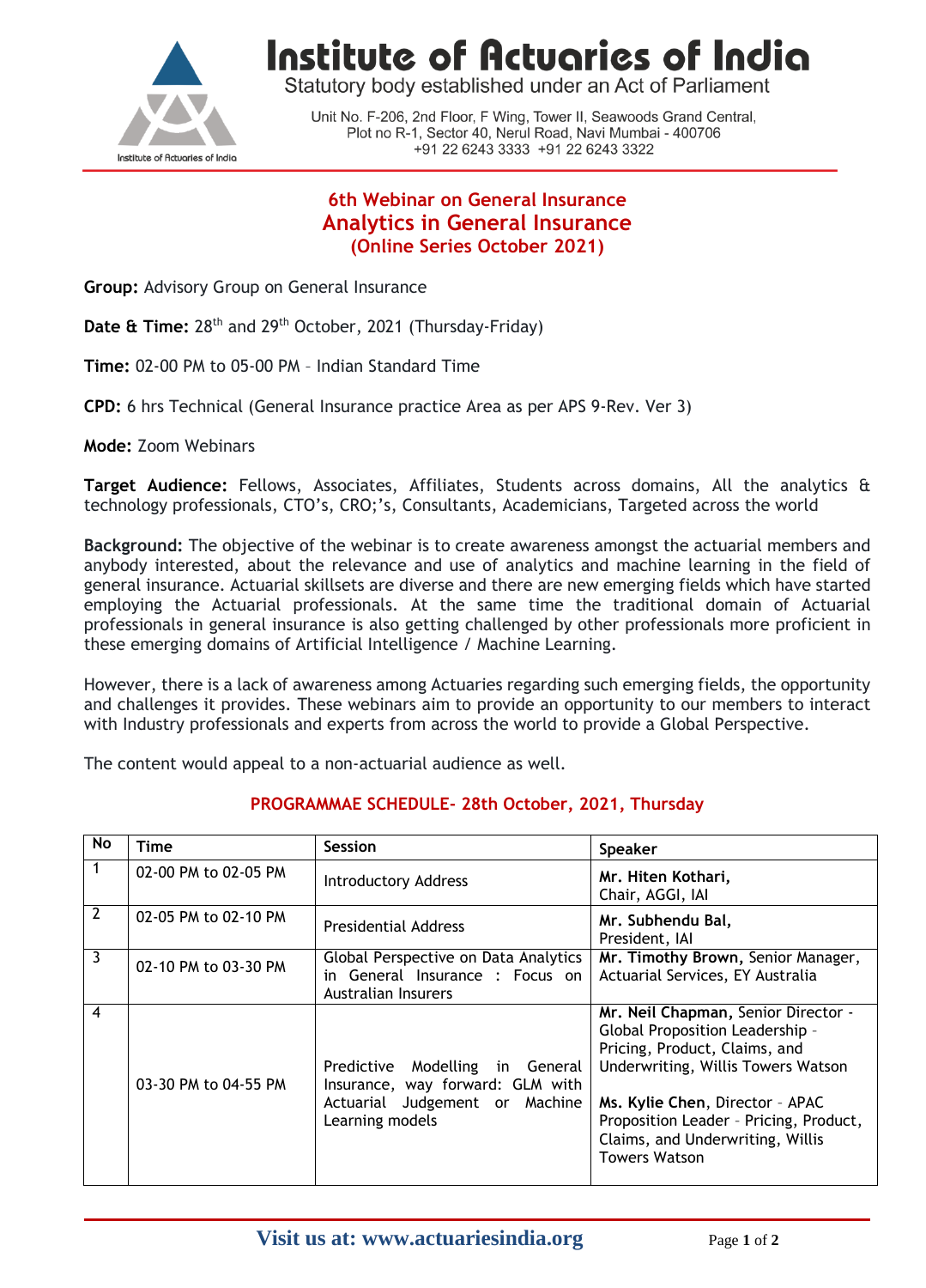# Institute of Actuaries of India

Statutory body established under an Act of Parliament

Unit No. F-206, 2nd Floor, F Wing, Tower II, Seawoods Grand Central, Plot no R-1, Sector 40, Nerul Road, Navi Mumbai - 400706
+91 22 6243 3333 +91 22 6243 3322

## 6th Webinar on General Insurance
## Analytics in General Insurance
## (Online Series October 2021)

**Group:** Advisory Group on General Insurance

**Date & Time:** 28th and 29th October, 2021 (Thursday-Friday)

**Time:** 02-00 PM to 05-00 PM – Indian Standard Time

**CPD:** 6 hrs Technical (General Insurance practice Area as per APS 9-Rev. Ver 3)

**Mode:** Zoom Webinars

**Target Audience:** Fellows, Associates, Affiliates, Students across domains, All the analytics & technology professionals, CTO's, CRO;'s, Consultants, Academicians, Targeted across the world

**Background:** The objective of the webinar is to create awareness amongst the actuarial members and anybody interested, about the relevance and use of analytics and machine learning in the field of general insurance. Actuarial skillsets are diverse and there are new emerging fields which have started employing the Actuarial professionals. At the same time the traditional domain of Actuarial professionals in general insurance is also getting challenged by other professionals more proficient in these emerging domains of Artificial Intelligence / Machine Learning.

However, there is a lack of awareness among Actuaries regarding such emerging fields, the opportunity and challenges it provides. These webinars aim to provide an opportunity to our members to interact with Industry professionals and experts from across the world to provide a Global Perspective.

The content would appeal to a non-actuarial audience as well.

### PROGRAMMAE SCHEDULE- 28th October, 2021, Thursday

| No | Time | Session | Speaker |
|---|---|---|---|
| 1 | 02-00 PM to 02-05 PM | Introductory Address | **Mr. Hiten Kothari,** Chair, AGGI, IAI |
| 2 | 02-05 PM to 02-10 PM | Presidential Address | **Mr. Subhendu Bal,** President, IAI |
| 3 | 02-10 PM to 03-30 PM | Global Perspective on Data Analytics in General Insurance : Focus on Australian Insurers | **Mr. Timothy Brown,** Senior Manager, Actuarial Services, EY Australia |
| 4 | 03-30 PM to 04-55 PM | Predictive Modelling in General Insurance, way forward: GLM with Actuarial Judgement or Machine Learning models | **Mr. Neil Chapman,** Senior Director - Global Proposition Leadership - Pricing, Product, Claims, and Underwriting, Willis Towers Watson<br><br>**Ms. Kylie Chen,** Director - APAC Proposition Leader - Pricing, Product, Claims, and Underwriting, Willis Towers Watson |

Visit us at: www.actuariesindia.org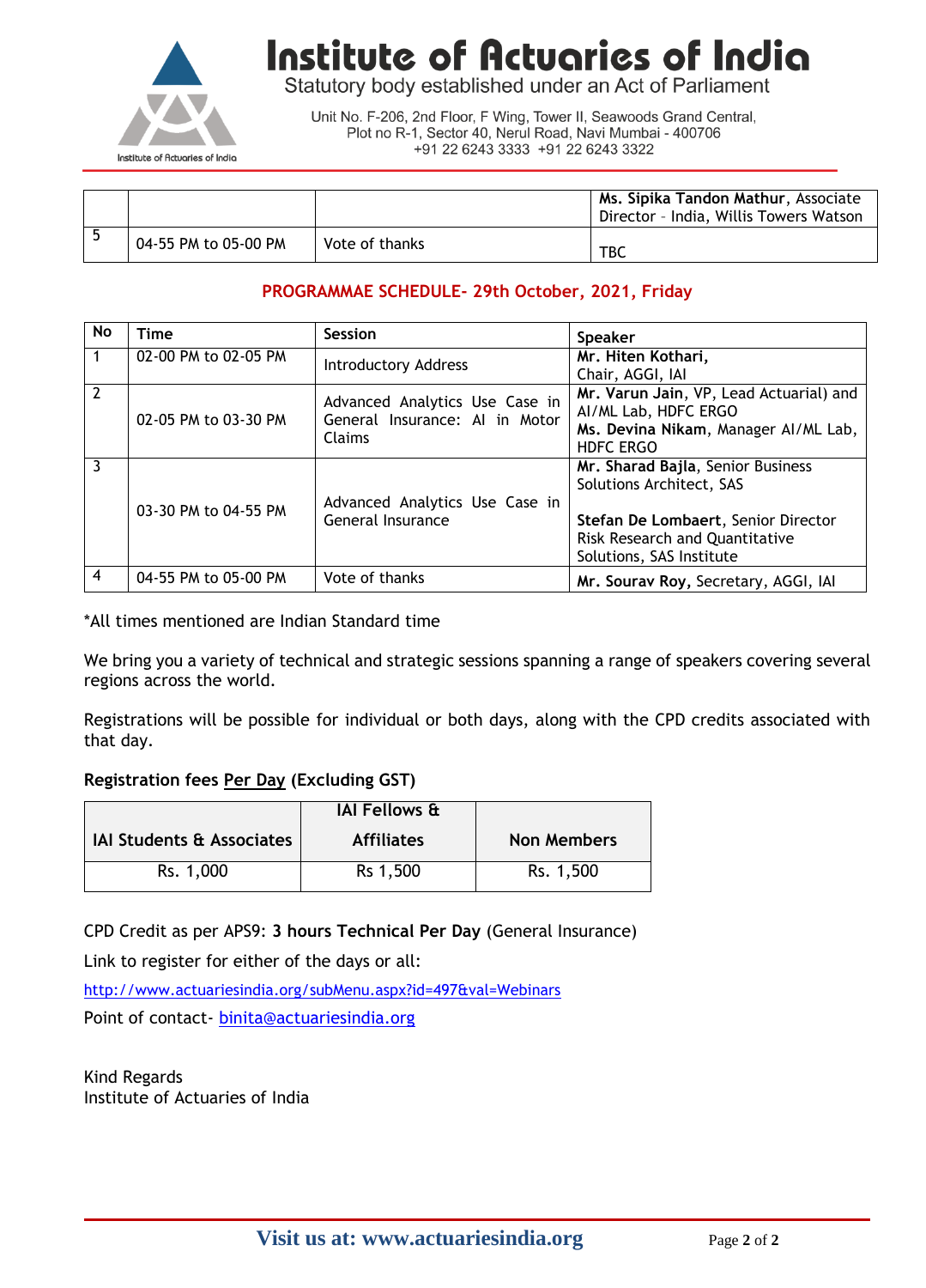| | | | |
|---|---|---|---|
| | | | **Ms. Sipika Tandon Mathur**, Associate Director - India, Willis Towers Watson |
| 5 | 04-55 PM to 05-00 PM | Vote of thanks | TBC |

## PROGRAMMAE SCHEDULE- 29th October, 2021, Friday

| No | Time | Session | Speaker |
|---|---|---|---|
| 1 | 02-00 PM to 02-05 PM | Introductory Address | **Mr. Hiten Kothari**, Chair, AGGI, IAI |
| 2 | 02-05 PM to 03-30 PM | Advanced Analytics Use Case in General Insurance: AI in Motor Claims | **Mr. Varun Jain**, VP, Lead Actuarial) and AI/ML Lab, HDFC ERGO **Ms. Devina Nikam**, Manager AI/ML Lab, HDFC ERGO |
| 3 | 03-30 PM to 04-55 PM | Advanced Analytics Use Case in General Insurance | **Mr. Sharad Bajla**, Senior Business Solutions Architect, SAS **Stefan De Lombaert**, Senior Director Risk Research and Quantitative Solutions, SAS Institute |
| 4 | 04-55 PM to 05-00 PM | Vote of thanks | **Mr. Sourav Roy**, Secretary, AGGI, IAI |

*All times mentioned are Indian Standard time

We bring you a variety of technical and strategic sessions spanning a range of speakers covering several regions across the world.

Registrations will be possible for individual or both days, along with the CPD credits associated with that day.

**Registration fees Per Day (Excluding GST)**

| IAI Students & Associates | IAI Fellows & Affiliates | Non Members |
|---|---|---|
| Rs. 1,000 | Rs 1,500 | Rs. 1,500 |

CPD Credit as per APS9: **3 hours Technical Per Day** (General Insurance)

Link to register for either of the days or all:

http://www.actuariesindia.org/subMenu.aspx?id=497&val=Webinars

Point of contact- binita@actuariesindia.org

Kind Regards
Institute of Actuaries of India